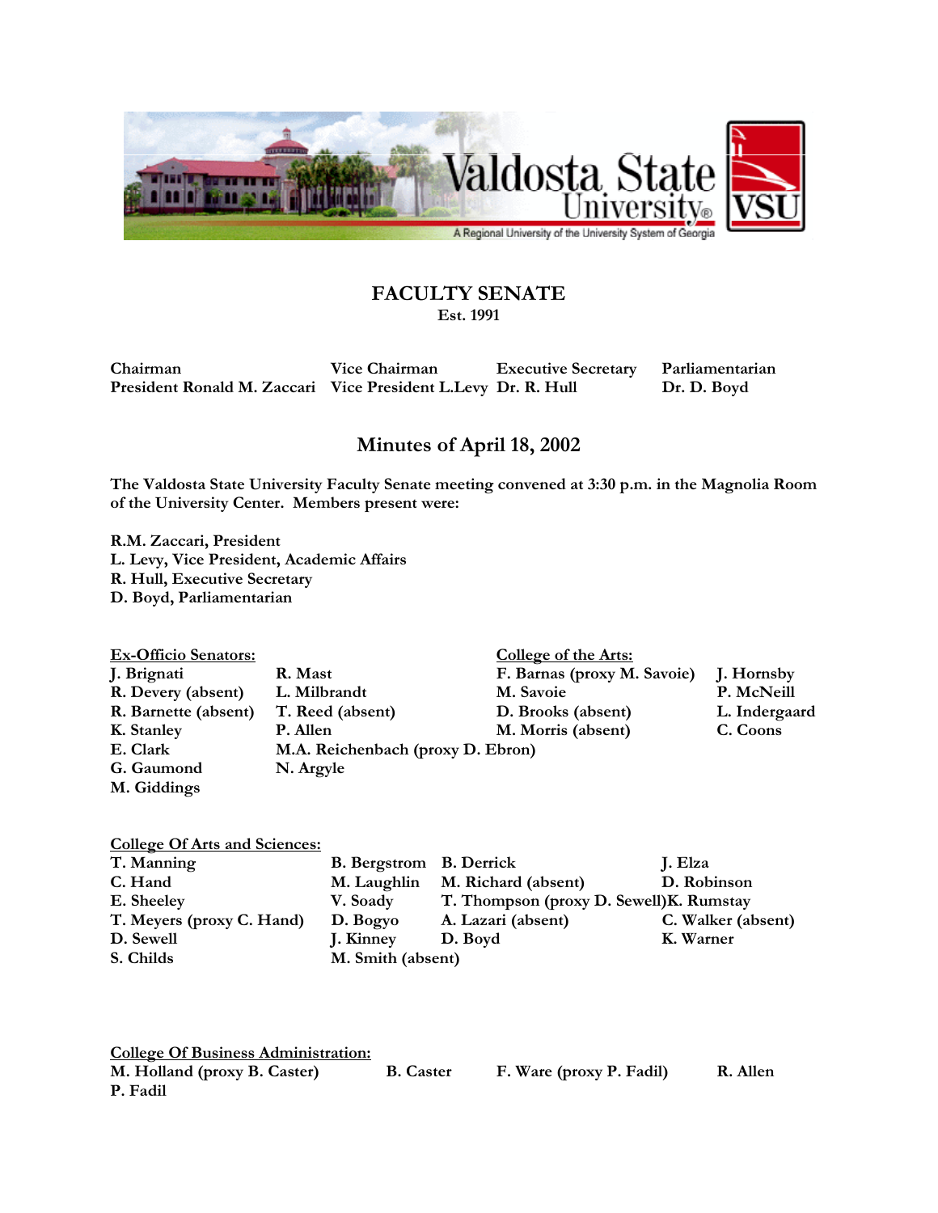Valdosta State University

A Regional University of the University System of Georgia

# FACULTY SENATE

Est. 1991

| Chairman | Vice Chairman | Executive Secretary | Parliamentarian |
|---|---|---|---|
| President Ronald M. Zaccari | Vice President L.Levy | Dr. R. Hull | Dr. D. Boyd |

## Minutes of April 18, 2002

The Valdosta State University Faculty Senate meeting convened at 3:30 p.m. in the Magnolia Room of the University Center. Members present were:

R.M. Zaccari, President
L. Levy, Vice President, Academic Affairs
R. Hull, Executive Secretary
D. Boyd, Parliamentarian

**Ex-Officio Senators:**

| | |
|---|---|
| J. Brignati | R. Mast |
| R. Devery (absent) | L. Milbrandt |
| R. Barnette (absent) | T. Reed (absent) |
| K. Stanley | P. Allen |
| E. Clark | M.A. Reichenbach (proxy D. Ebron) |
| G. Gaumond | N. Argyle |
| M. Giddings | |

**College of the Arts:**

| | |
|---|---|
| F. Barnas (proxy M. Savoie) | J. Hornsby |
| M. Savoie | P. McNeill |
| D. Brooks (absent) | L. Indergaard |
| M. Morris (absent) | C. Coons |

**College Of Arts and Sciences:**

| | | | |
|---|---|---|---|
| T. Manning | B. Bergstrom | B. Derrick | J. Elza |
| C. Hand | M. Laughlin | M. Richard (absent) | D. Robinson |
| E. Sheeley | V. Soady | T. Thompson (proxy D. Sewell) | K. Rumstay |
| T. Meyers (proxy C. Hand) | D. Bogyo | A. Lazari (absent) | C. Walker (absent) |
| D. Sewell | J. Kinney | D. Boyd | K. Warner |
| S. Childs | M. Smith (absent) | | |

**College Of Business Administration:**

| | | | |
|---|---|---|---|
| M. Holland (proxy B. Caster) | B. Caster | F. Ware (proxy P. Fadil) | R. Allen |
| P. Fadil | | | |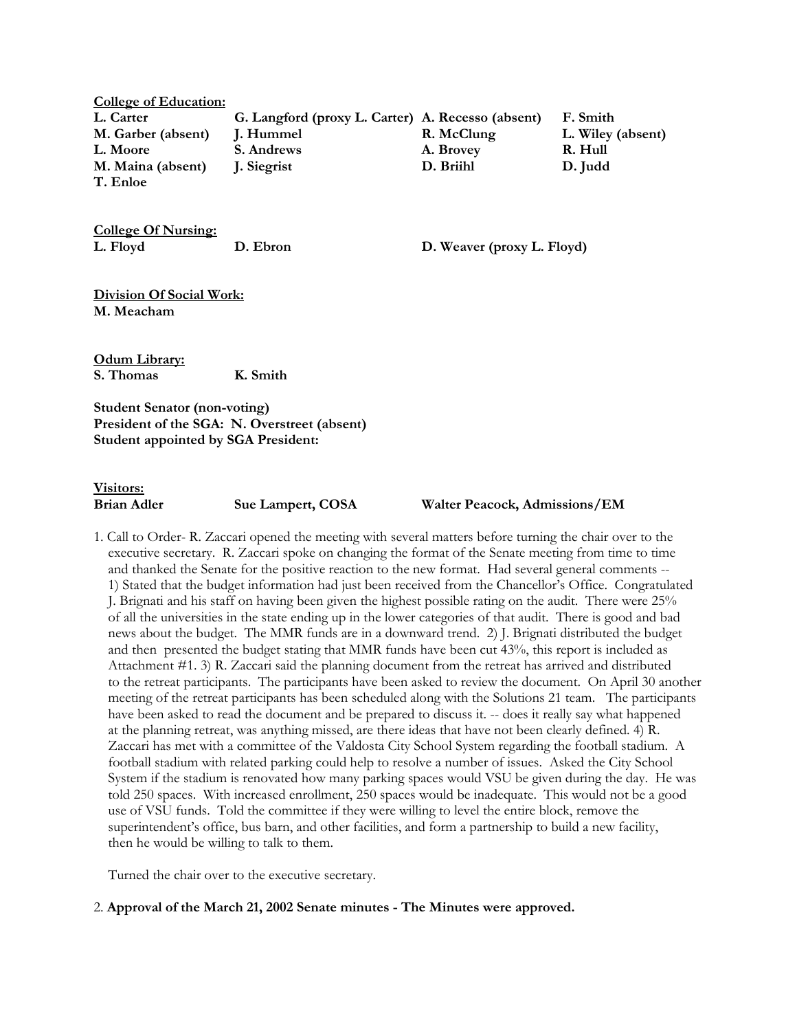**College of Education:**

| | | | |
|---|---|---|---|
| **L. Carter** | **G. Langford (proxy L. Carter)** | **A. Recesso (absent)** | **F. Smith** |
| **M. Garber (absent)** | **J. Hummel** | **R. McClung** | **L. Wiley (absent)** |
| **L. Moore** | **S. Andrews** | **A. Brovey** | **R. Hull** |
| **M. Maina (absent)** | **J. Siegrist** | **D. Briihl** | **D. Judd** |
| **T. Enloe** | | | |

**College Of Nursing:**

| | | |
|---|---|---|
| **L. Floyd** | **D. Ebron** | **D. Weaver (proxy L. Floyd)** |

**Division Of Social Work:**
**M. Meacham**

**Odum Library:**

| | |
|---|---|
| **S. Thomas** | **K. Smith** |

**Student Senator (non-voting)**
**President of the SGA: N. Overstreet (absent)**
**Student appointed by SGA President:**

**Visitors:**

| | | |
|---|---|---|
| **Brian Adler** | **Sue Lampert, COSA** | **Walter Peacock, Admissions/EM** |

1. Call to Order- R. Zaccari opened the meeting with several matters before turning the chair over to the executive secretary. R. Zaccari spoke on changing the format of the Senate meeting from time to time and thanked the Senate for the positive reaction to the new format. Had several general comments -- 1) Stated that the budget information had just been received from the Chancellor's Office. Congratulated J. Brignati and his staff on having been given the highest possible rating on the audit. There were 25% of all the universities in the state ending up in the lower categories of that audit. There is good and bad news about the budget. The MMR funds are in a downward trend. 2) J. Brignati distributed the budget and then presented the budget stating that MMR funds have been cut 43%, this report is included as Attachment #1. 3) R. Zaccari said the planning document from the retreat has arrived and distributed to the retreat participants. The participants have been asked to review the document. On April 30 another meeting of the retreat participants has been scheduled along with the Solutions 21 team. The participants have been asked to read the document and be prepared to discuss it. -- does it really say what happened at the planning retreat, was anything missed, are there ideas that have not been clearly defined. 4) R. Zaccari has met with a committee of the Valdosta City School System regarding the football stadium. A football stadium with related parking could help to resolve a number of issues. Asked the City School System if the stadium is renovated how many parking spaces would VSU be given during the day. He was told 250 spaces. With increased enrollment, 250 spaces would be inadequate. This would not be a good use of VSU funds. Told the committee if they were willing to level the entire block, remove the superintendent's office, bus barn, and other facilities, and form a partnership to build a new facility, then he would be willing to talk to them.

   Turned the chair over to the executive secretary.

2. **Approval of the March 21, 2002 Senate minutes - The Minutes were approved.**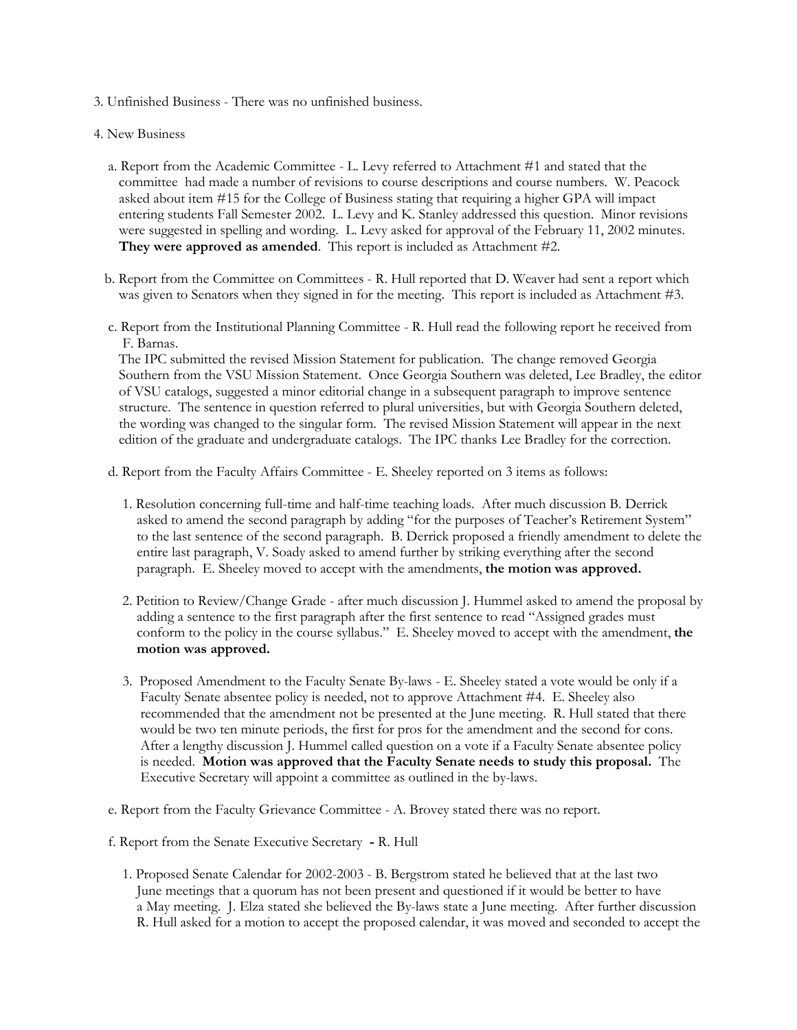3. Unfinished Business - There was no unfinished business.

4. New Business

   a. Report from the Academic Committee - L. Levy referred to Attachment #1 and stated that the committee had made a number of revisions to course descriptions and course numbers. W. Peacock asked about item #15 for the College of Business stating that requiring a higher GPA will impact entering students Fall Semester 2002. L. Levy and K. Stanley addressed this question. Minor revisions were suggested in spelling and wording. L. Levy asked for approval of the February 11, 2002 minutes. **They were approved as amended**. This report is included as Attachment #2.

   b. Report from the Committee on Committees - R. Hull reported that D. Weaver had sent a report which was given to Senators when they signed in for the meeting. This report is included as Attachment #3.

   c. Report from the Institutional Planning Committee - R. Hull read the following report he received from F. Barnas.

   The IPC submitted the revised Mission Statement for publication. The change removed Georgia Southern from the VSU Mission Statement. Once Georgia Southern was deleted, Lee Bradley, the editor of VSU catalogs, suggested a minor editorial change in a subsequent paragraph to improve sentence structure. The sentence in question referred to plural universities, but with Georgia Southern deleted, the wording was changed to the singular form. The revised Mission Statement will appear in the next edition of the graduate and undergraduate catalogs. The IPC thanks Lee Bradley for the correction.

   d. Report from the Faculty Affairs Committee - E. Sheeley reported on 3 items as follows:

      1. Resolution concerning full-time and half-time teaching loads. After much discussion B. Derrick asked to amend the second paragraph by adding "for the purposes of Teacher's Retirement System" to the last sentence of the second paragraph. B. Derrick proposed a friendly amendment to delete the entire last paragraph, V. Soady asked to amend further by striking everything after the second paragraph. E. Sheeley moved to accept with the amendments, **the motion was approved.**

      2. Petition to Review/Change Grade - after much discussion J. Hummel asked to amend the proposal by adding a sentence to the first paragraph after the first sentence to read "Assigned grades must conform to the policy in the course syllabus." E. Sheeley moved to accept with the amendment, **the motion was approved.**

      3. Proposed Amendment to the Faculty Senate By-laws - E. Sheeley stated a vote would be only if a Faculty Senate absentee policy is needed, not to approve Attachment #4. E. Sheeley also recommended that the amendment not be presented at the June meeting. R. Hull stated that there would be two ten minute periods, the first for pros for the amendment and the second for cons. After a lengthy discussion J. Hummel called question on a vote if a Faculty Senate absentee policy is needed. **Motion was approved that the Faculty Senate needs to study this proposal.** The Executive Secretary will appoint a committee as outlined in the by-laws.

   e. Report from the Faculty Grievance Committee - A. Brovey stated there was no report.

   f. Report from the Senate Executive Secretary **-** R. Hull

      1. Proposed Senate Calendar for 2002-2003 - B. Bergstrom stated he believed that at the last two June meetings that a quorum has not been present and questioned if it would be better to have a May meeting. J. Elza stated she believed the By-laws state a June meeting. After further discussion R. Hull asked for a motion to accept the proposed calendar, it was moved and seconded to accept the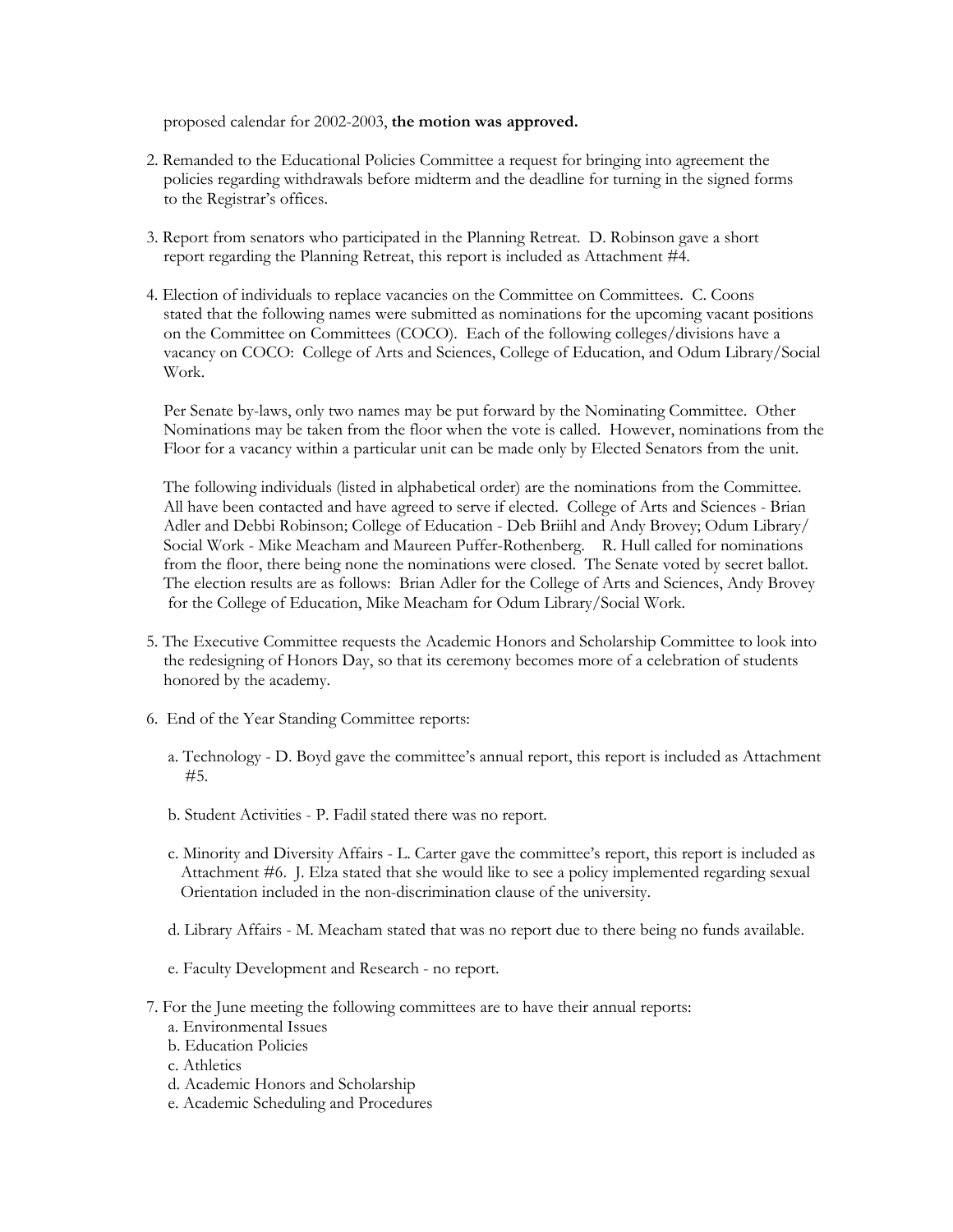proposed calendar for 2002-2003, **the motion was approved.**

2. Remanded to the Educational Policies Committee a request for bringing into agreement the policies regarding withdrawals before midterm and the deadline for turning in the signed forms to the Registrar's offices.

3. Report from senators who participated in the Planning Retreat. D. Robinson gave a short report regarding the Planning Retreat, this report is included as Attachment #4.

4. Election of individuals to replace vacancies on the Committee on Committees. C. Coons stated that the following names were submitted as nominations for the upcoming vacant positions on the Committee on Committees (COCO). Each of the following colleges/divisions have a vacancy on COCO: College of Arts and Sciences, College of Education, and Odum Library/Social Work.

   Per Senate by-laws, only two names may be put forward by the Nominating Committee. Other Nominations may be taken from the floor when the vote is called. However, nominations from the Floor for a vacancy within a particular unit can be made only by Elected Senators from the unit.

   The following individuals (listed in alphabetical order) are the nominations from the Committee. All have been contacted and have agreed to serve if elected. College of Arts and Sciences - Brian Adler and Debbi Robinson; College of Education - Deb Briihl and Andy Brovey; Odum Library/ Social Work - Mike Meacham and Maureen Puffer-Rothenberg. R. Hull called for nominations from the floor, there being none the nominations were closed. The Senate voted by secret ballot. The election results are as follows: Brian Adler for the College of Arts and Sciences, Andy Brovey for the College of Education, Mike Meacham for Odum Library/Social Work.

5. The Executive Committee requests the Academic Honors and Scholarship Committee to look into the redesigning of Honors Day, so that its ceremony becomes more of a celebration of students honored by the academy.

6. End of the Year Standing Committee reports:

   a. Technology - D. Boyd gave the committee's annual report, this report is included as Attachment #5.

   b. Student Activities - P. Fadil stated there was no report.

   c. Minority and Diversity Affairs - L. Carter gave the committee's report, this report is included as Attachment #6. J. Elza stated that she would like to see a policy implemented regarding sexual Orientation included in the non-discrimination clause of the university.

   d. Library Affairs - M. Meacham stated that was no report due to there being no funds available.

   e. Faculty Development and Research - no report.

7. For the June meeting the following committees are to have their annual reports:
   a. Environmental Issues
   b. Education Policies
   c. Athletics
   d. Academic Honors and Scholarship
   e. Academic Scheduling and Procedures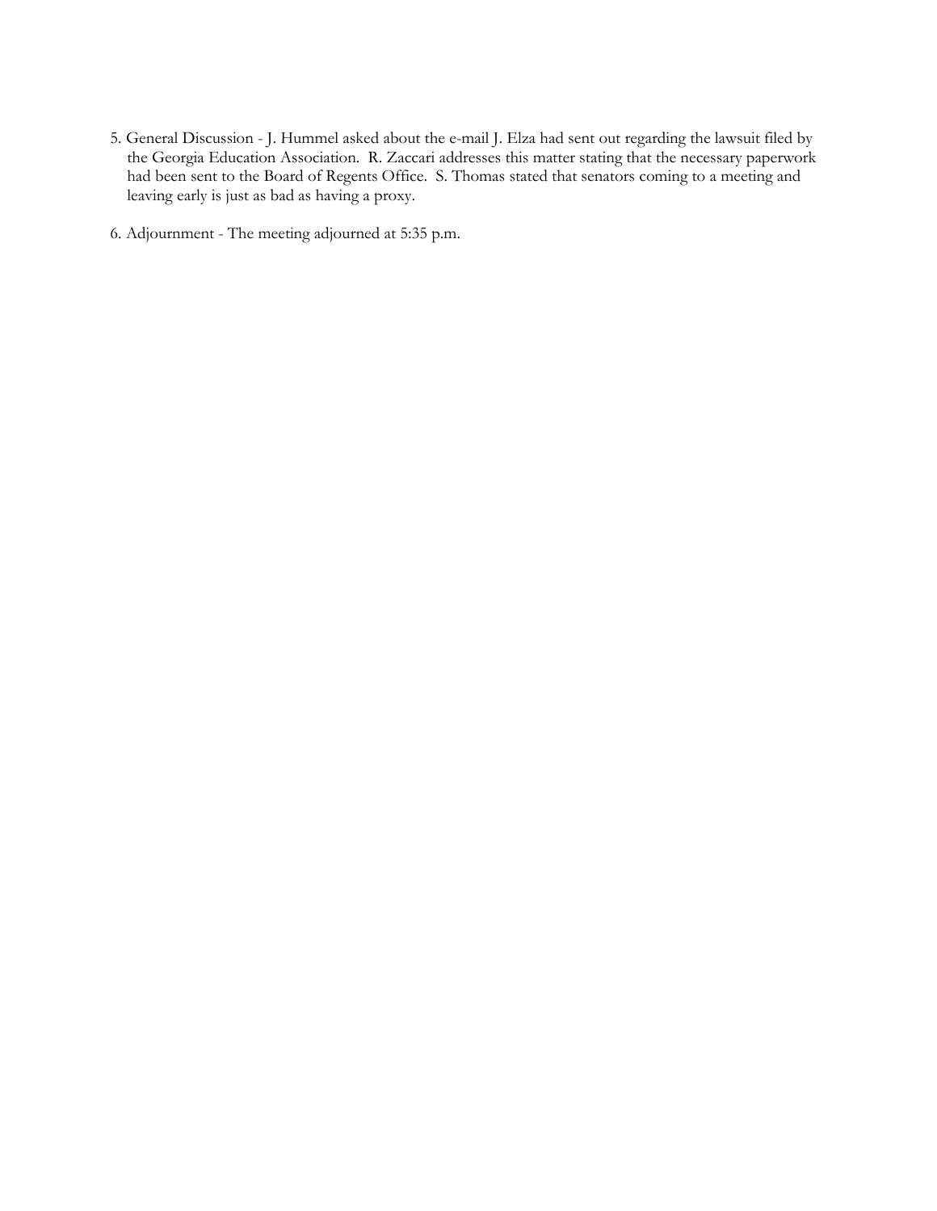5. General Discussion - J. Hummel asked about the e-mail J. Elza had sent out regarding the lawsuit filed by the Georgia Education Association. R. Zaccari addresses this matter stating that the necessary paperwork had been sent to the Board of Regents Office. S. Thomas stated that senators coming to a meeting and leaving early is just as bad as having a proxy.

6. Adjournment - The meeting adjourned at 5:35 p.m.